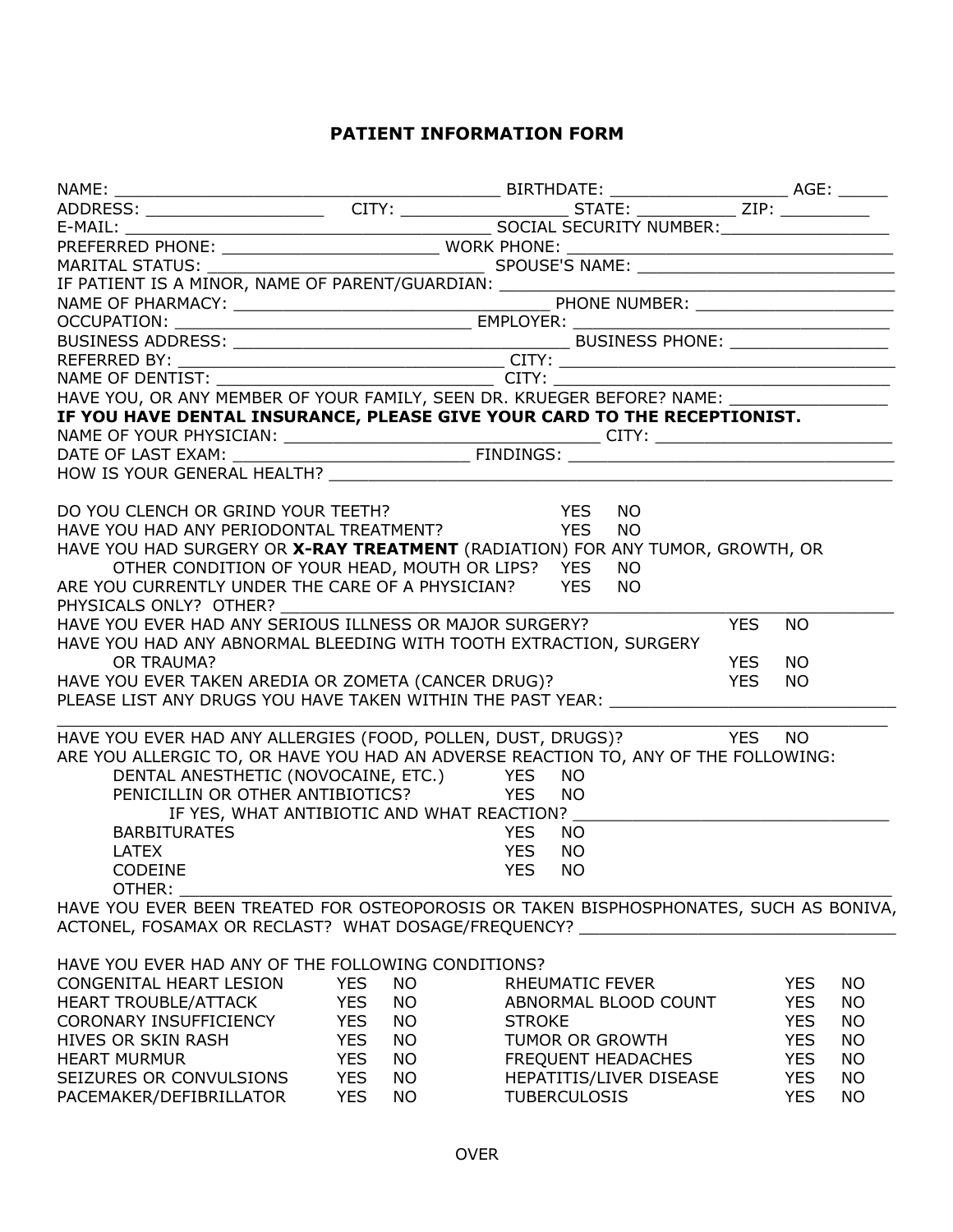# PATIENT INFORMATION FORM

NAME: ________________________________________ BIRTHDATE: _________________ AGE: _____
ADDRESS: __________________ CITY: ________________ STATE: __________ ZIP: _________
E-MAIL: ________________________________ SOCIAL SECURITY NUMBER:_________________
PREFERRED PHONE: ______________________ WORK PHONE: __________________________________
MARITAL STATUS: __________________________ SPOUSE'S NAME: ___________________________
IF PATIENT IS A MINOR, NAME OF PARENT/GUARDIAN: ________________________________________
NAME OF PHARMACY: ______________________________ PHONE NUMBER: ______________________
OCCUPATION: ____________________________ EMPLOYER: ____________________________________
BUSINESS ADDRESS: ___________________________________ BUSINESS PHONE: _________________
REFERRED BY: ___________________________________ CITY: __________________________________
NAME OF DENTIST: ______________________________ CITY: ___________________________________
HAVE YOU, OR ANY MEMBER OF YOUR FAMILY, SEEN DR. KRUEGER BEFORE? NAME: ________________

**IF YOU HAVE DENTAL INSURANCE, PLEASE GIVE YOUR CARD TO THE RECEPTIONIST.**

NAME OF YOUR PHYSICIAN: ____________________________________ CITY: ________________________
DATE OF LAST EXAM: ______________________ FINDINGS: ______________________________________
HOW IS YOUR GENERAL HEALTH? ________________________________________________________________

DO YOU CLENCH OR GRIND YOUR TEETH? YES NO
HAVE YOU HAD ANY PERIODONTAL TREATMENT? YES NO
HAVE YOU HAD SURGERY OR **X-RAY TREATMENT** (RADIATION) FOR ANY TUMOR, GROWTH, OR OTHER CONDITION OF YOUR HEAD, MOUTH OR LIPS? YES NO
ARE YOU CURRENTLY UNDER THE CARE OF A PHYSICIAN? YES NO
PHYSICALS ONLY? OTHER? ______________________________________________________________
HAVE YOU EVER HAD ANY SERIOUS ILLNESS OR MAJOR SURGERY? YES NO
HAVE YOU HAD ANY ABNORMAL BLEEDING WITH TOOTH EXTRACTION, SURGERY OR TRAUMA? YES NO
HAVE YOU EVER TAKEN AREDIA OR ZOMETA (CANCER DRUG)? YES NO
PLEASE LIST ANY DRUGS YOU HAVE TAKEN WITHIN THE PAST YEAR: ____________________________
______________________________________________________________________________________
HAVE YOU EVER HAD ANY ALLERGIES (FOOD, POLLEN, DUST, DRUGS)? YES NO
ARE YOU ALLERGIC TO, OR HAVE YOU HAD AN ADVERSE REACTION TO, ANY OF THE FOLLOWING:

- DENTAL ANESTHETIC (NOVOCAINE, ETC.) YES NO
- PENICILLIN OR OTHER ANTIBIOTICS? YES NO
  - IF YES, WHAT ANTIBIOTIC AND WHAT REACTION? ______________________________
- BARBITURATES YES NO
- LATEX YES NO
- CODEINE YES NO
- OTHER: ______________________________________________________________________

HAVE YOU EVER BEEN TREATED FOR OSTEOPOROSIS OR TAKEN BISPHOSPHONATES, SUCH AS BONIVA, ACTONEL, FOSAMAX OR RECLAST? WHAT DOSAGE/FREQUENCY? _________________________________

HAVE YOU EVER HAD ANY OF THE FOLLOWING CONDITIONS?

| | | | | | |
|---|---|---|---|---|---|
| CONGENITAL HEART LESION | YES | NO | RHEUMATIC FEVER | YES | NO |
| HEART TROUBLE/ATTACK | YES | NO | ABNORMAL BLOOD COUNT | YES | NO |
| CORONARY INSUFFICIENCY | YES | NO | STROKE | YES | NO |
| HIVES OR SKIN RASH | YES | NO | TUMOR OR GROWTH | YES | NO |
| HEART MURMUR | YES | NO | FREQUENT HEADACHES | YES | NO |
| SEIZURES OR CONVULSIONS | YES | NO | HEPATITIS/LIVER DISEASE | YES | NO |
| PACEMAKER/DEFIBRILLATOR | YES | NO | TUBERCULOSIS | YES | NO |

OVER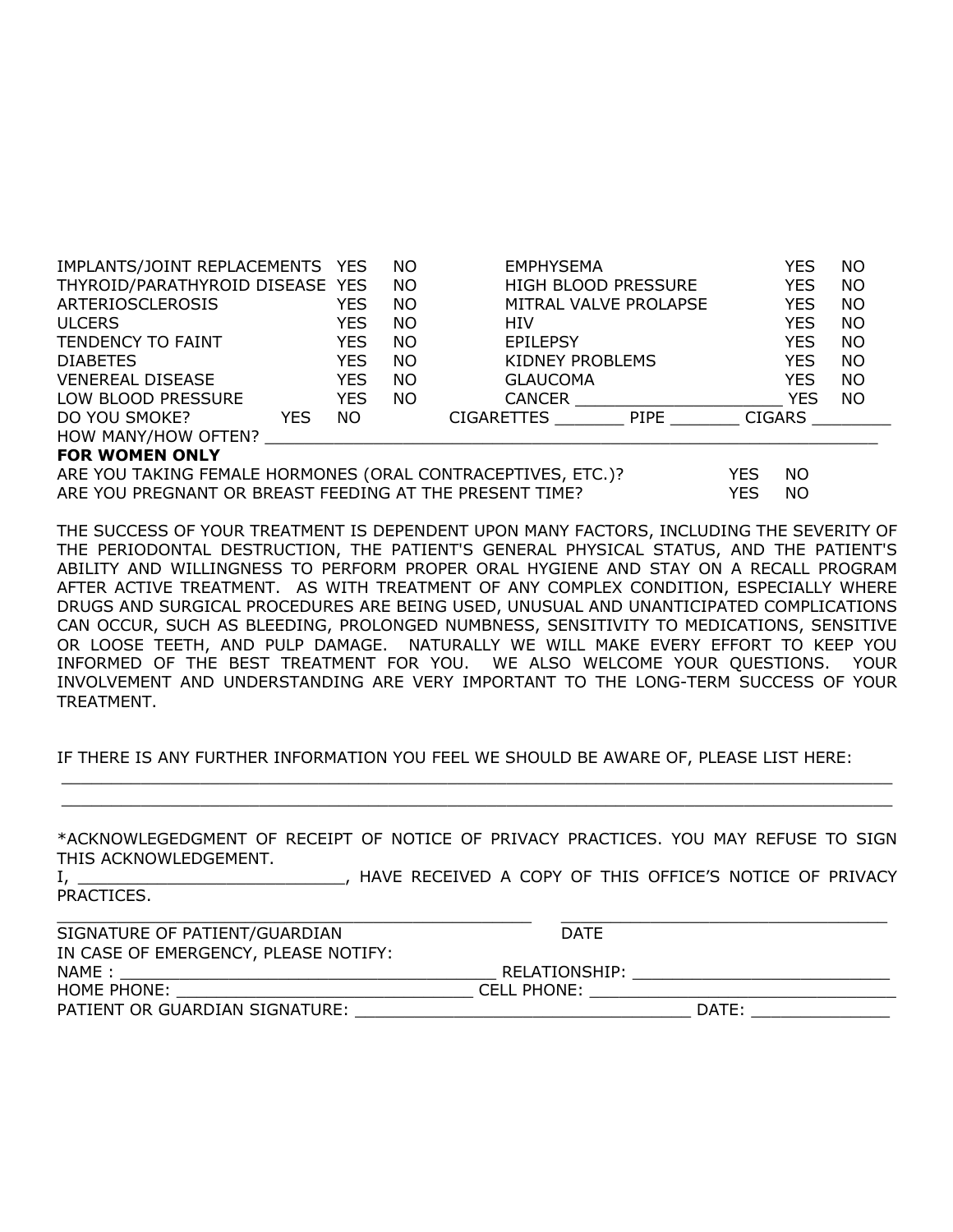| | | | | | |
|---|---|---|---|---|---|
| IMPLANTS/JOINT REPLACEMENTS | YES | NO | EMPHYSEMA | YES | NO |
| THYROID/PARATHYROID DISEASE | YES | NO | HIGH BLOOD PRESSURE | YES | NO |
| ARTERIOSCLEROSIS | YES | NO | MITRAL VALVE PROLAPSE | YES | NO |
| ULCERS | YES | NO | HIV | YES | NO |
| TENDENCY TO FAINT | YES | NO | EPILEPSY | YES | NO |
| DIABETES | YES | NO | KIDNEY PROBLEMS | YES | NO |
| VENEREAL DISEASE | YES | NO | GLAUCOMA | YES | NO |
| LOW BLOOD PRESSURE | YES | NO | CANCER ______________________ | YES | NO |

DO YOU SMOKE? YES NO CIGARETTES _______ PIPE _______ CIGARS ________

HOW MANY/HOW OFTEN? ____________________________________________________________

**FOR WOMEN ONLY**

ARE YOU TAKING FEMALE HORMONES (ORAL CONTRACEPTIVES, ETC.)? YES NO

ARE YOU PREGNANT OR BREAST FEEDING AT THE PRESENT TIME? YES NO

THE SUCCESS OF YOUR TREATMENT IS DEPENDENT UPON MANY FACTORS, INCLUDING THE SEVERITY OF THE PERIODONTAL DESTRUCTION, THE PATIENT'S GENERAL PHYSICAL STATUS, AND THE PATIENT'S ABILITY AND WILLINGNESS TO PERFORM PROPER ORAL HYGIENE AND STAY ON A RECALL PROGRAM AFTER ACTIVE TREATMENT. AS WITH TREATMENT OF ANY COMPLEX CONDITION, ESPECIALLY WHERE DRUGS AND SURGICAL PROCEDURES ARE BEING USED, UNUSUAL AND UNANTICIPATED COMPLICATIONS CAN OCCUR, SUCH AS BLEEDING, PROLONGED NUMBNESS, SENSITIVITY TO MEDICATIONS, SENSITIVE OR LOOSE TEETH, AND PULP DAMAGE. NATURALLY WE WILL MAKE EVERY EFFORT TO KEEP YOU INFORMED OF THE BEST TREATMENT FOR YOU. WE ALSO WELCOME YOUR QUESTIONS. YOUR INVOLVEMENT AND UNDERSTANDING ARE VERY IMPORTANT TO THE LONG-TERM SUCCESS OF YOUR TREATMENT.

IF THERE IS ANY FURTHER INFORMATION YOU FEEL WE SHOULD BE AWARE OF, PLEASE LIST HERE:

_____________________________________________________________________________________

_____________________________________________________________________________________

*ACKNOWLEDGEDGMENT OF RECEIPT OF NOTICE OF PRIVACY PRACTICES. YOU MAY REFUSE TO SIGN THIS ACKNOWLEDGEMENT.

I, ____________________________, HAVE RECEIVED A COPY OF THIS OFFICE'S NOTICE OF PRIVACY PRACTICES.

_____________________________________________ _____________________________________

SIGNATURE OF PATIENT/GUARDIAN DATE

IN CASE OF EMERGENCY, PLEASE NOTIFY:

NAME : ______________________________________ RELATIONSHIP: ____________________________

HOME PHONE: _________________________________ CELL PHONE: _______________________________

PATIENT OR GUARDIAN SIGNATURE: ___________________________________ DATE: ______________